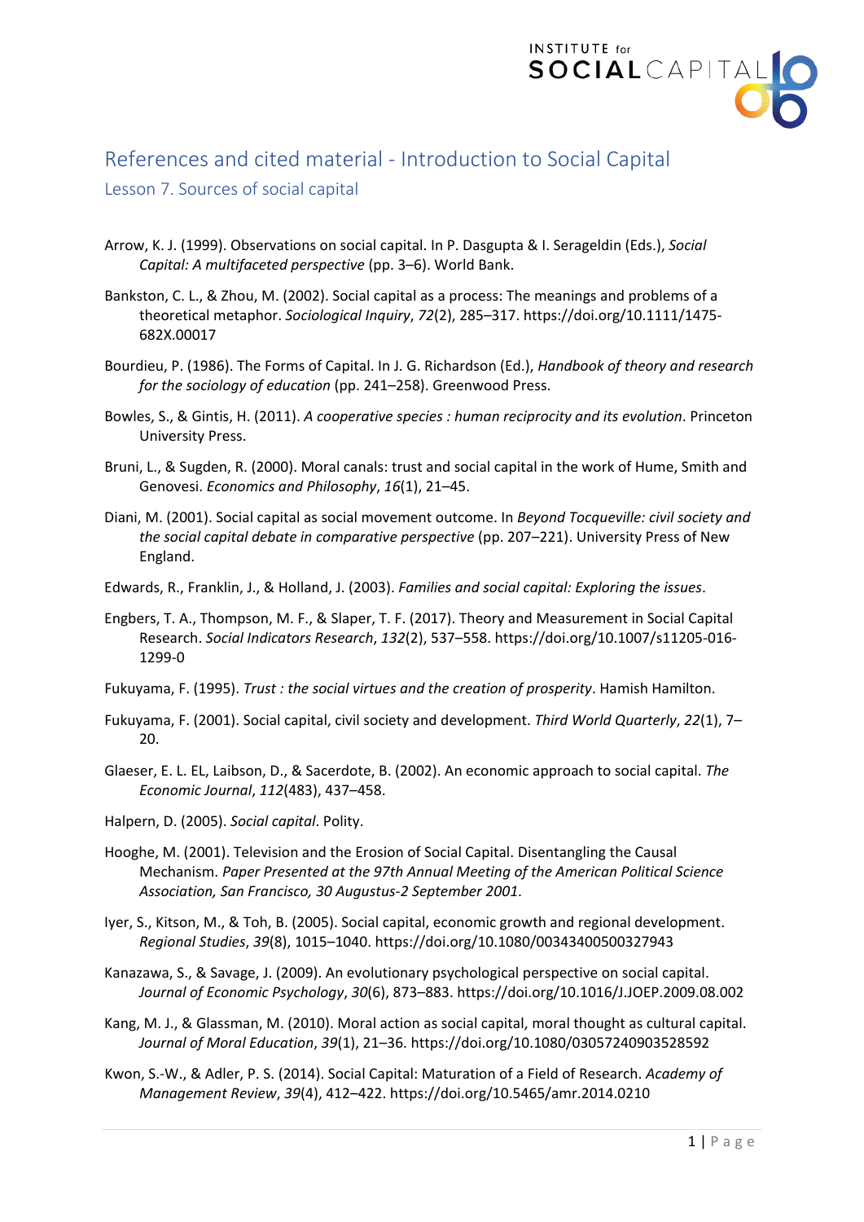# References and cited material - Introduction to Social Capital

## Lesson 7. Sources of social capital

Arrow, K. J. (1999). Observations on social capital. In P. Dasgupta & I. Serageldin (Eds.), *Social Capital: A multifaceted perspective* (pp. 3–6). World Bank.

Bankston, C. L., & Zhou, M. (2002). Social capital as a process: The meanings and problems of a theoretical metaphor. *Sociological Inquiry*, *72*(2), 285–317. https://doi.org/10.1111/1475-682X.00017

Bourdieu, P. (1986). The Forms of Capital. In J. G. Richardson (Ed.), *Handbook of theory and research for the sociology of education* (pp. 241–258). Greenwood Press.

Bowles, S., & Gintis, H. (2011). *A cooperative species : human reciprocity and its evolution*. Princeton University Press.

Bruni, L., & Sugden, R. (2000). Moral canals: trust and social capital in the work of Hume, Smith and Genovesi. *Economics and Philosophy*, *16*(1), 21–45.

Diani, M. (2001). Social capital as social movement outcome. In *Beyond Tocqueville: civil society and the social capital debate in comparative perspective* (pp. 207–221). University Press of New England.

Edwards, R., Franklin, J., & Holland, J. (2003). *Families and social capital: Exploring the issues*.

Engbers, T. A., Thompson, M. F., & Slaper, T. F. (2017). Theory and Measurement in Social Capital Research. *Social Indicators Research*, *132*(2), 537–558. https://doi.org/10.1007/s11205-016-1299-0

Fukuyama, F. (1995). *Trust : the social virtues and the creation of prosperity*. Hamish Hamilton.

Fukuyama, F. (2001). Social capital, civil society and development. *Third World Quarterly*, *22*(1), 7–20.

Glaeser, E. L. EL, Laibson, D., & Sacerdote, B. (2002). An economic approach to social capital. *The Economic Journal*, *112*(483), 437–458.

Halpern, D. (2005). *Social capital*. Polity.

Hooghe, M. (2001). Television and the Erosion of Social Capital. Disentangling the Causal Mechanism. *Paper Presented at the 97th Annual Meeting of the American Political Science Association, San Francisco, 30 Augustus-2 September 2001*.

Iyer, S., Kitson, M., & Toh, B. (2005). Social capital, economic growth and regional development. *Regional Studies*, *39*(8), 1015–1040. https://doi.org/10.1080/00343400500327943

Kanazawa, S., & Savage, J. (2009). An evolutionary psychological perspective on social capital. *Journal of Economic Psychology*, *30*(6), 873–883. https://doi.org/10.1016/J.JOEP.2009.08.002

Kang, M. J., & Glassman, M. (2010). Moral action as social capital, moral thought as cultural capital. *Journal of Moral Education*, *39*(1), 21–36. https://doi.org/10.1080/03057240903528592

Kwon, S.-W., & Adler, P. S. (2014). Social Capital: Maturation of a Field of Research. *Academy of Management Review*, *39*(4), 412–422. https://doi.org/10.5465/amr.2014.0210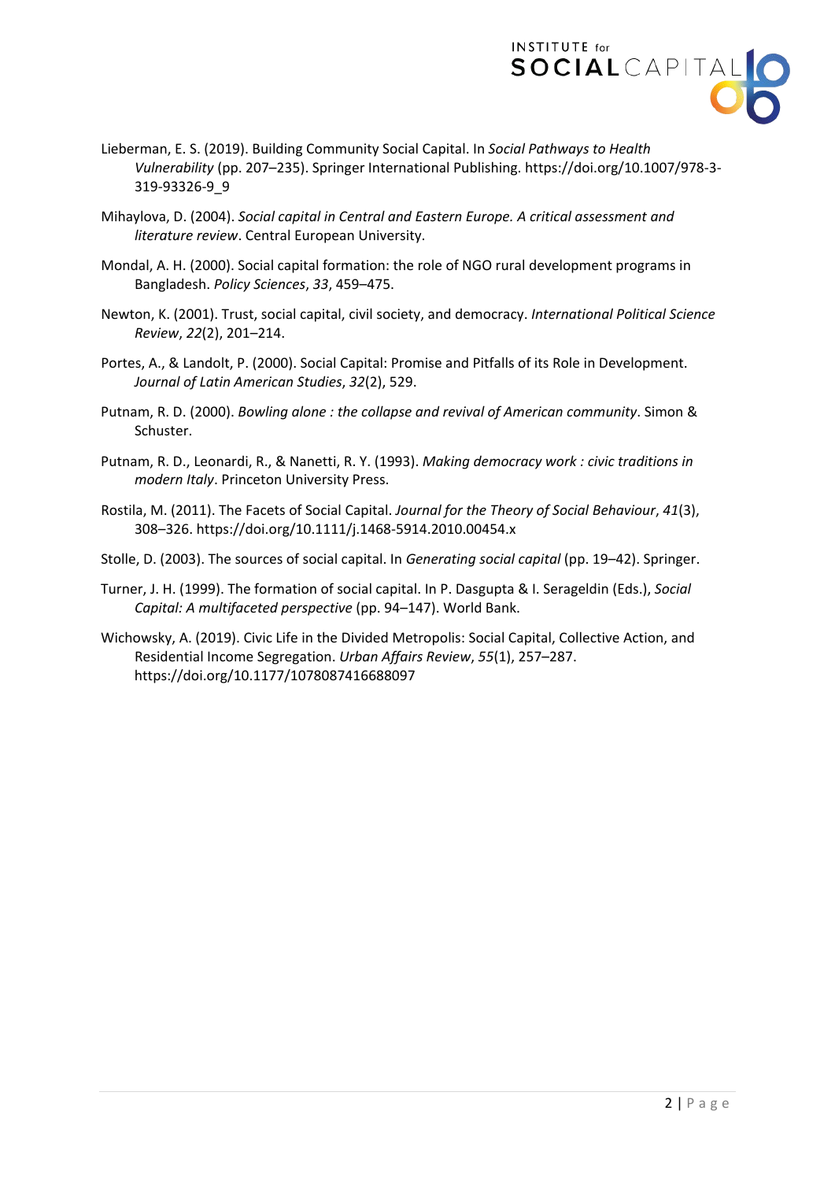Lieberman, E. S. (2019). Building Community Social Capital. In *Social Pathways to Health Vulnerability* (pp. 207–235). Springer International Publishing. https://doi.org/10.1007/978-3-319-93326-9_9

Mihaylova, D. (2004). *Social capital in Central and Eastern Europe. A critical assessment and literature review*. Central European University.

Mondal, A. H. (2000). Social capital formation: the role of NGO rural development programs in Bangladesh. *Policy Sciences*, *33*, 459–475.

Newton, K. (2001). Trust, social capital, civil society, and democracy. *International Political Science Review*, *22*(2), 201–214.

Portes, A., & Landolt, P. (2000). Social Capital: Promise and Pitfalls of its Role in Development. *Journal of Latin American Studies*, *32*(2), 529.

Putnam, R. D. (2000). *Bowling alone : the collapse and revival of American community*. Simon & Schuster.

Putnam, R. D., Leonardi, R., & Nanetti, R. Y. (1993). *Making democracy work : civic traditions in modern Italy*. Princeton University Press.

Rostila, M. (2011). The Facets of Social Capital. *Journal for the Theory of Social Behaviour*, *41*(3), 308–326. https://doi.org/10.1111/j.1468-5914.2010.00454.x

Stolle, D. (2003). The sources of social capital. In *Generating social capital* (pp. 19–42). Springer.

Turner, J. H. (1999). The formation of social capital. In P. Dasgupta & I. Serageldin (Eds.), *Social Capital: A multifaceted perspective* (pp. 94–147). World Bank.

Wichowsky, A. (2019). Civic Life in the Divided Metropolis: Social Capital, Collective Action, and Residential Income Segregation. *Urban Affairs Review*, *55*(1), 257–287. https://doi.org/10.1177/1078087416688097